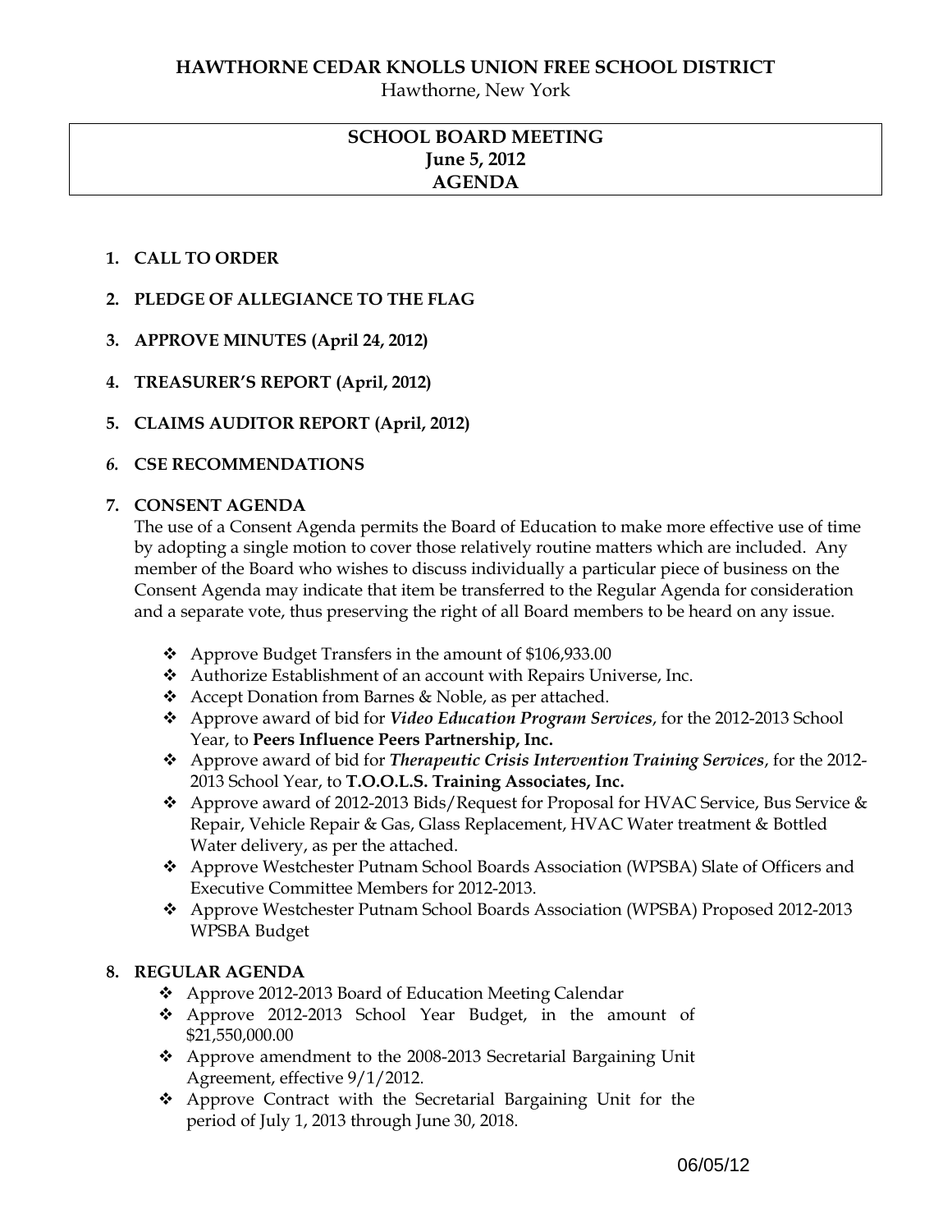# HAWTHORNE CEDAR KNOLLS UNION FREE SCHOOL DISTRICT

Hawthorne, New York

## SCHOOL BOARD MEETING
## June 5, 2012
## AGENDA

1. **CALL TO ORDER**

2. **PLEDGE OF ALLEGIANCE TO THE FLAG**

3. **APPROVE MINUTES (April 24, 2012)**

4. **TREASURER'S REPORT (April, 2012)**

5. **CLAIMS AUDITOR REPORT (April, 2012)**

6. **CSE RECOMMENDATIONS**

7. **CONSENT AGENDA**

   The use of a Consent Agenda permits the Board of Education to make more effective use of time by adopting a single motion to cover those relatively routine matters which are included. Any member of the Board who wishes to discuss individually a particular piece of business on the Consent Agenda may indicate that item be transferred to the Regular Agenda for consideration and a separate vote, thus preserving the right of all Board members to be heard on any issue.

   - Approve Budget Transfers in the amount of $106,933.00
   - Authorize Establishment of an account with Repairs Universe, Inc.
   - Accept Donation from Barnes & Noble, as per attached.
   - Approve award of bid for ***Video Education Program Services***, for the 2012-2013 School Year, to **Peers Influence Peers Partnership, Inc.**
   - Approve award of bid for ***Therapeutic Crisis Intervention Training Services***, for the 2012-2013 School Year, to **T.O.O.L.S. Training Associates, Inc.**
   - Approve award of 2012-2013 Bids/Request for Proposal for HVAC Service, Bus Service & Repair, Vehicle Repair & Gas, Glass Replacement, HVAC Water treatment & Bottled Water delivery, as per the attached.
   - Approve Westchester Putnam School Boards Association (WPSBA) Slate of Officers and Executive Committee Members for 2012-2013.
   - Approve Westchester Putnam School Boards Association (WPSBA) Proposed 2012-2013 WPSBA Budget

8. **REGULAR AGENDA**

   - Approve 2012-2013 Board of Education Meeting Calendar
   - Approve 2012-2013 School Year Budget, in the amount of $21,550,000.00
   - Approve amendment to the 2008-2013 Secretarial Bargaining Unit Agreement, effective 9/1/2012.
   - Approve Contract with the Secretarial Bargaining Unit for the period of July 1, 2013 through June 30, 2018.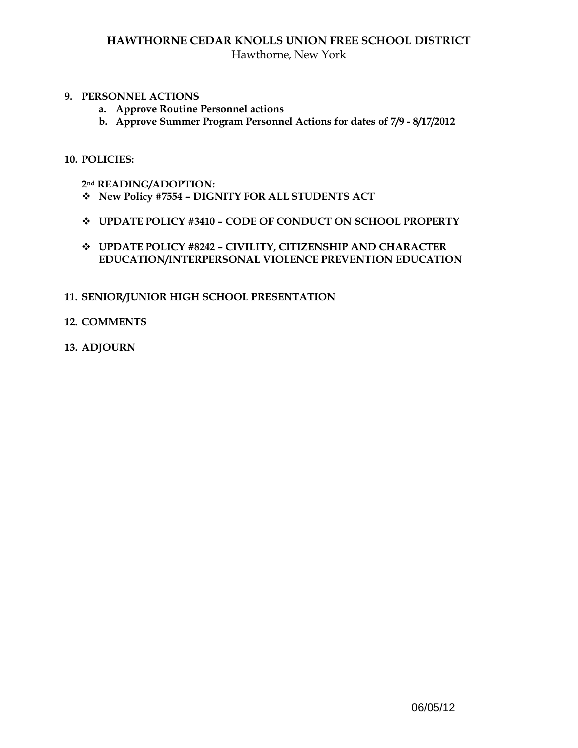**HAWTHORNE CEDAR KNOLLS UNION FREE SCHOOL DISTRICT**
Hawthorne, New York

9. **PERSONNEL ACTIONS**
   a. **Approve Routine Personnel actions**
   b. **Approve Summer Program Personnel Actions for dates of 7/9 - 8/17/2012**

10. **POLICIES:**

**2nd READING/ADOPTION:**

- **New Policy #7554 – DIGNITY FOR ALL STUDENTS ACT**
- **UPDATE POLICY #3410 – CODE OF CONDUCT ON SCHOOL PROPERTY**
- **UPDATE POLICY #8242 – CIVILITY, CITIZENSHIP AND CHARACTER EDUCATION/INTERPERSONAL VIOLENCE PREVENTION EDUCATION**

11. **SENIOR/JUNIOR HIGH SCHOOL PRESENTATION**

12. **COMMENTS**

13. **ADJOURN**

06/05/12